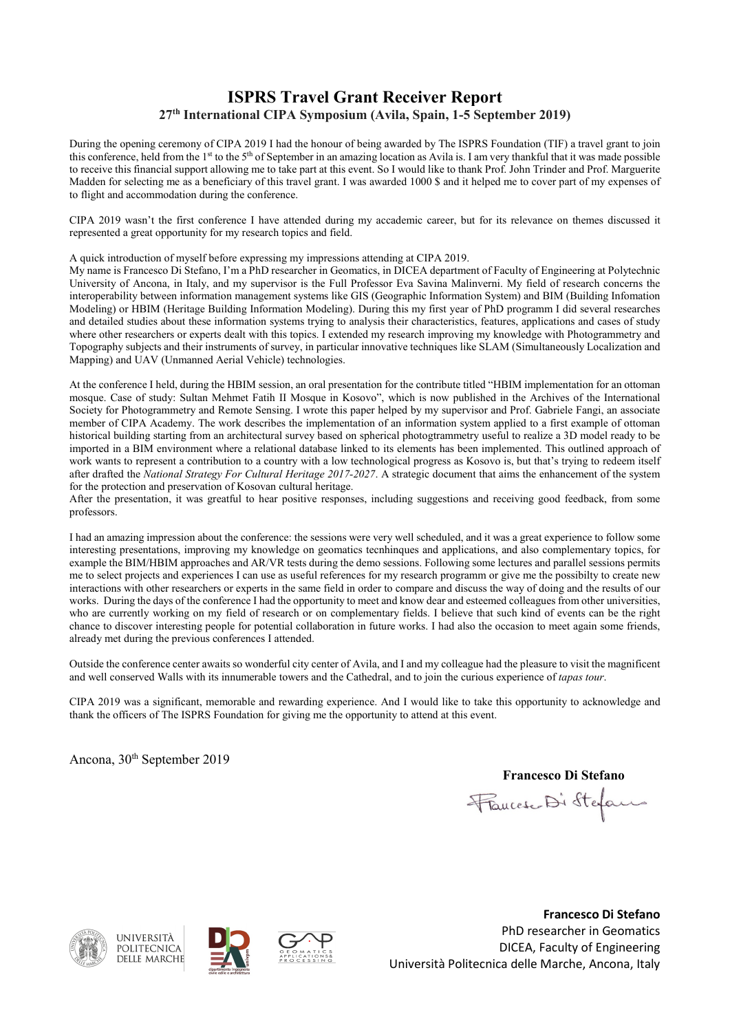# ISPRS Travel Grant Receiver Report

## 27th International CIPA Symposium (Avila, Spain, 1-5 September 2019)

During the opening ceremony of CIPA 2019 I had the honour of being awarded by The ISPRS Foundation (TIF) a travel grant to join this conference, held from the 1st to the 5th of September in an amazing location as Avila is. I am very thankful that it was made possible to receive this financial support allowing me to take part at this event. So I would like to thank Prof. John Trinder and Prof. Marguerite Madden for selecting me as a beneficiary of this travel grant. I was awarded 1000 $ and it helped me to cover part of my expenses of to flight and accommodation during the conference.

CIPA 2019 wasn't the first conference I have attended during my accademic career, but for its relevance on themes discussed it represented a great opportunity for my research topics and field.

A quick introduction of myself before expressing my impressions attending at CIPA 2019.
My name is Francesco Di Stefano, I'm a PhD researcher in Geomatics, in DICEA department of Faculty of Engineering at Polytechnic University of Ancona, in Italy, and my supervisor is the Full Professor Eva Savina Malinverni. My field of research concerns the interoperability between information management systems like GIS (Geographic Information System) and BIM (Building Infomation Modeling) or HBIM (Heritage Building Information Modeling). During this my first year of PhD programm I did several researches and detailed studies about these information systems trying to analysis their characteristics, features, applications and cases of study where other researchers or experts dealt with this topics. I extended my research improving my knowledge with Photogrammetry and Topography subjects and their instruments of survey, in particular innovative techniques like SLAM (Simultaneously Localization and Mapping) and UAV (Unmanned Aerial Vehicle) technologies.

At the conference I held, during the HBIM session, an oral presentation for the contribute titled "HBIM implementation for an ottoman mosque. Case of study: Sultan Mehmet Fatih II Mosque in Kosovo", which is now published in the Archives of the International Society for Photogrammetry and Remote Sensing. I wrote this paper helped by my supervisor and Prof. Gabriele Fangi, an associate member of CIPA Academy. The work describes the implementation of an information system applied to a first example of ottoman historical building starting from an architectural survey based on spherical photogtrammetry useful to realize a 3D model ready to be imported in a BIM environment where a relational database linked to its elements has been implemented. This outlined approach of work wants to represent a contribution to a country with a low technological progress as Kosovo is, but that's trying to redeem itself after drafted the *National Strategy For Cultural Heritage 2017-2027*. A strategic document that aims the enhancement of the system for the protection and preservation of Kosovan cultural heritage.
After the presentation, it was greatful to hear positive responses, including suggestions and receiving good feedback, from some professors.

I had an amazing impression about the conference: the sessions were very well scheduled, and it was a great experience to follow some interesting presentations, improving my knowledge on geomatics tecnhinques and applications, and also complementary topics, for example the BIM/HBIM approaches and AR/VR tests during the demo sessions. Following some lectures and parallel sessions permits me to select projects and experiences I can use as useful references for my research programm or give me the possibilty to create new interactions with other researchers or experts in the same field in order to compare and discuss the way of doing and the results of our works. During the days of the conference I had the opportunity to meet and know dear and esteemed colleagues from other universities, who are currently working on my field of research or on complementary fields. I believe that such kind of events can be the right chance to discover interesting people for potential collaboration in future works. I had also the occasion to meet again some friends, already met during the previous conferences I attended.

Outside the conference center awaits so wonderful city center of Avila, and I and my colleague had the pleasure to visit the magnificent and well conserved Walls with its innumerable towers and the Cathedral, and to join the curious experience of *tapas tour*.

CIPA 2019 was a significant, memorable and rewarding experience. And I would like to take this opportunity to acknowledge and thank the officers of The ISPRS Foundation for giving me the opportunity to attend at this event.

Ancona, 30th September 2019

**Francesco Di Stefano**

Francesco Di Stefano

UNIVERSITÀ POLITECNICA DELLE MARCHE

**Francesco Di Stefano**
PhD researcher in Geomatics
DICEA, Faculty of Engineering
Università Politecnica delle Marche, Ancona, Italy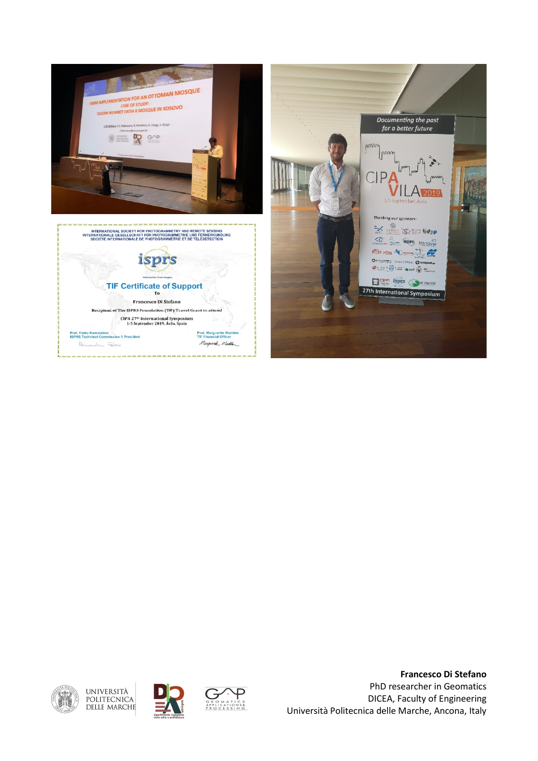INTERNATIONAL SOCIETY FOR PHOTOGRAMMETRY AND REMOTE SENSING
INTERNATIONALE GESELLSCHAFT FÜR PHOTOGRAMMETRIE UND FERNERKUNDUNG
SOCIÉTÉ INTERNATIONALE DE PHOTOGRAMMÉTRIE ET DE TÉLÉDÉTECTION

isprs

Information from imagery

## TIF Certificate of Support

To

**Francesco Di Stefano**

Recipient of The ISPRS Foundation (TIF) Travel Grant to attend

CIPA 27th International Symposium
1-5 September 2019, Ávila, Spain

Prof. Fabio Remondino
ISPRS Technical Commission II President

Prof. Marguerite Madden
TIF Financial Officer

**Francesco Di Stefano**
PhD researcher in Geomatics
DICEA, Faculty of Engineering
Università Politecnica delle Marche, Ancona, Italy